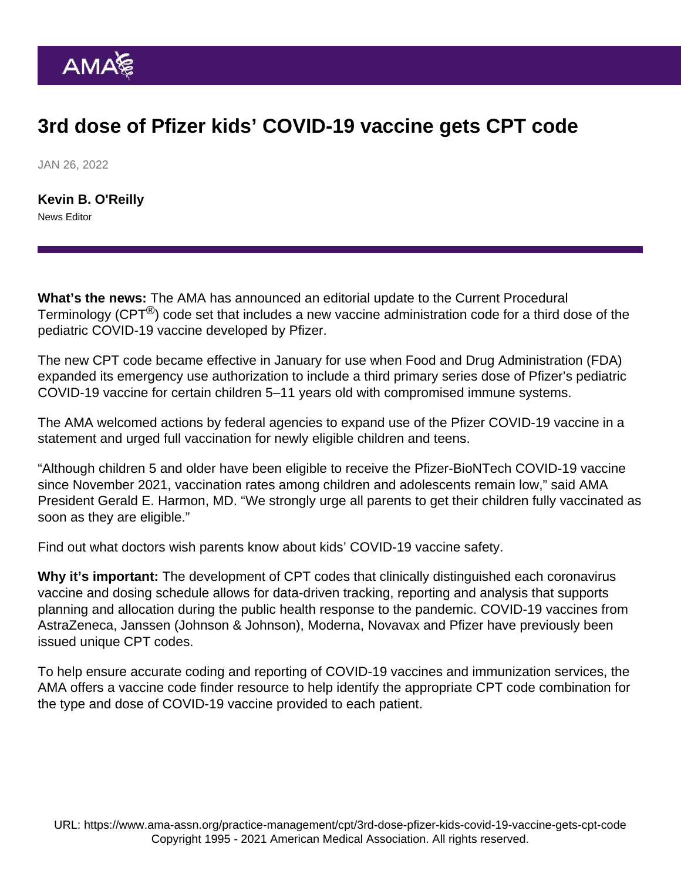# 3rd dose of Pfizer kids' COVID-19 vaccine gets CPT code

JAN 26, 2022

**Kevin B. O'Reilly**

News Editor

**What's the news:** The AMA has announced an editorial update to the Current Procedural Terminology (CPT®) code set that includes a new vaccine administration code for a third dose of the pediatric COVID-19 vaccine developed by Pfizer.

The new CPT code became effective in January for use when Food and Drug Administration (FDA) expanded its emergency use authorization to include a third primary series dose of Pfizer's pediatric COVID-19 vaccine for certain children 5–11 years old with compromised immune systems.

The AMA welcomed actions by federal agencies to expand use of the Pfizer COVID-19 vaccine in a statement and urged full vaccination for newly eligible children and teens.

"Although children 5 and older have been eligible to receive the Pfizer-BioNTech COVID-19 vaccine since November 2021, vaccination rates among children and adolescents remain low," said AMA President Gerald E. Harmon, MD. "We strongly urge all parents to get their children fully vaccinated as soon as they are eligible."

Find out what doctors wish parents know about kids' COVID-19 vaccine safety.

**Why it's important:** The development of CPT codes that clinically distinguished each coronavirus vaccine and dosing schedule allows for data-driven tracking, reporting and analysis that supports planning and allocation during the public health response to the pandemic. COVID-19 vaccines from AstraZeneca, Janssen (Johnson & Johnson), Moderna, Novavax and Pfizer have previously been issued unique CPT codes.

To help ensure accurate coding and reporting of COVID-19 vaccines and immunization services, the AMA offers a vaccine code finder resource to help identify the appropriate CPT code combination for the type and dose of COVID-19 vaccine provided to each patient.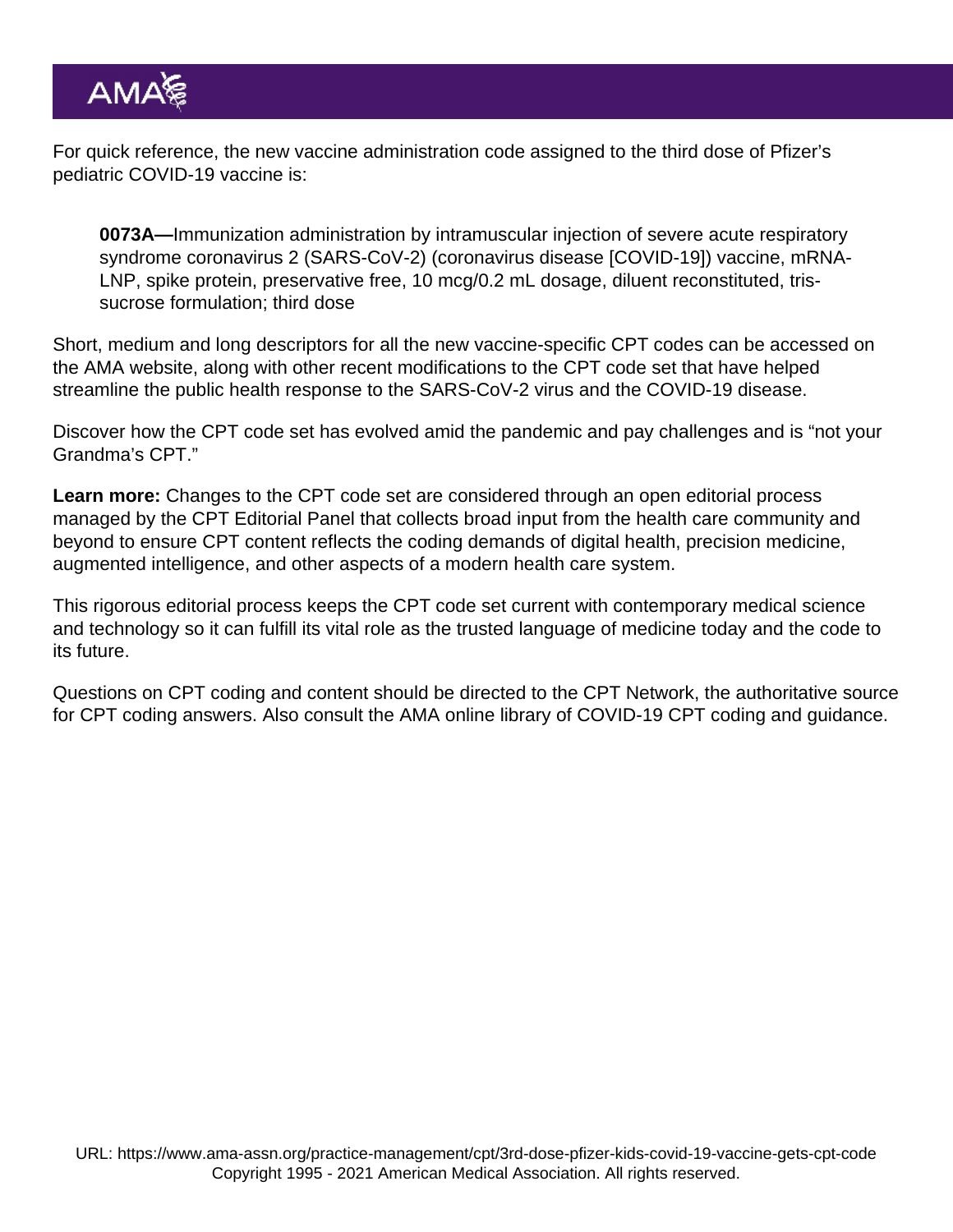For quick reference, the new vaccine administration code assigned to the third dose of Pfizer's pediatric COVID-19 vaccine is:

> **0073A—**Immunization administration by intramuscular injection of severe acute respiratory syndrome coronavirus 2 (SARS-CoV-2) (coronavirus disease [COVID-19]) vaccine, mRNA-LNP, spike protein, preservative free, 10 mcg/0.2 mL dosage, diluent reconstituted, tris-sucrose formulation; third dose

Short, medium and long descriptors for all the new vaccine-specific CPT codes can be accessed on the AMA website, along with other recent modifications to the CPT code set that have helped streamline the public health response to the SARS-CoV-2 virus and the COVID-19 disease.

Discover how the CPT code set has evolved amid the pandemic and pay challenges and is "not your Grandma's CPT."

**Learn more:** Changes to the CPT code set are considered through an open editorial process managed by the CPT Editorial Panel that collects broad input from the health care community and beyond to ensure CPT content reflects the coding demands of digital health, precision medicine, augmented intelligence, and other aspects of a modern health care system.

This rigorous editorial process keeps the CPT code set current with contemporary medical science and technology so it can fulfill its vital role as the trusted language of medicine today and the code to its future.

Questions on CPT coding and content should be directed to the CPT Network, the authoritative source for CPT coding answers. Also consult the AMA online library of COVID-19 CPT coding and guidance.